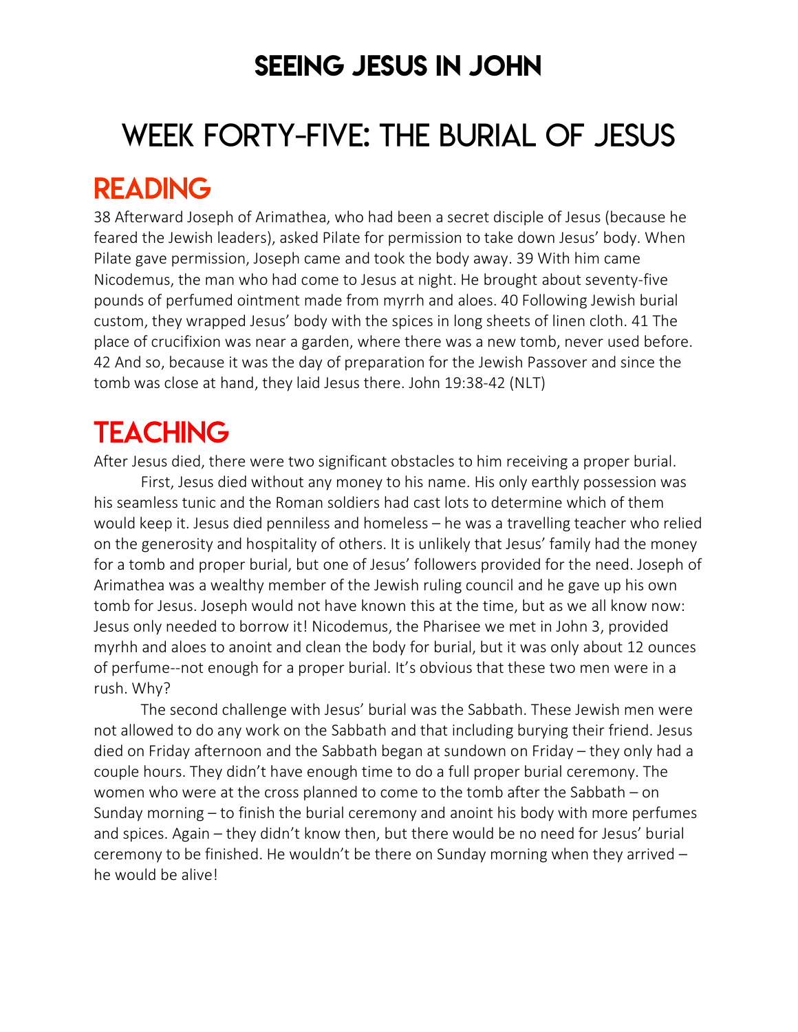# SEEING JESUS IN JOHN

# WEEK FORTY-FIVE: THE BURIAL OF JESUS

## READING

38 Afterward Joseph of Arimathea, who had been a secret disciple of Jesus (because he feared the Jewish leaders), asked Pilate for permission to take down Jesus' body. When Pilate gave permission, Joseph came and took the body away. 39 With him came Nicodemus, the man who had come to Jesus at night. He brought about seventy-five pounds of perfumed ointment made from myrrh and aloes. 40 Following Jewish burial custom, they wrapped Jesus' body with the spices in long sheets of linen cloth. 41 The place of crucifixion was near a garden, where there was a new tomb, never used before. 42 And so, because it was the day of preparation for the Jewish Passover and since the tomb was close at hand, they laid Jesus there. John 19:38-42 (NLT)

## TEACHING

After Jesus died, there were two significant obstacles to him receiving a proper burial.

First, Jesus died without any money to his name. His only earthly possession was his seamless tunic and the Roman soldiers had cast lots to determine which of them would keep it. Jesus died penniless and homeless – he was a travelling teacher who relied on the generosity and hospitality of others. It is unlikely that Jesus' family had the money for a tomb and proper burial, but one of Jesus' followers provided for the need. Joseph of Arimathea was a wealthy member of the Jewish ruling council and he gave up his own tomb for Jesus. Joseph would not have known this at the time, but as we all know now: Jesus only needed to borrow it! Nicodemus, the Pharisee we met in John 3, provided myrhh and aloes to anoint and clean the body for burial, but it was only about 12 ounces of perfume--not enough for a proper burial. It's obvious that these two men were in a rush. Why?

The second challenge with Jesus' burial was the Sabbath. These Jewish men were not allowed to do any work on the Sabbath and that including burying their friend. Jesus died on Friday afternoon and the Sabbath began at sundown on Friday – they only had a couple hours. They didn't have enough time to do a full proper burial ceremony. The women who were at the cross planned to come to the tomb after the Sabbath – on Sunday morning – to finish the burial ceremony and anoint his body with more perfumes and spices. Again – they didn't know then, but there would be no need for Jesus' burial ceremony to be finished. He wouldn't be there on Sunday morning when they arrived – he would be alive!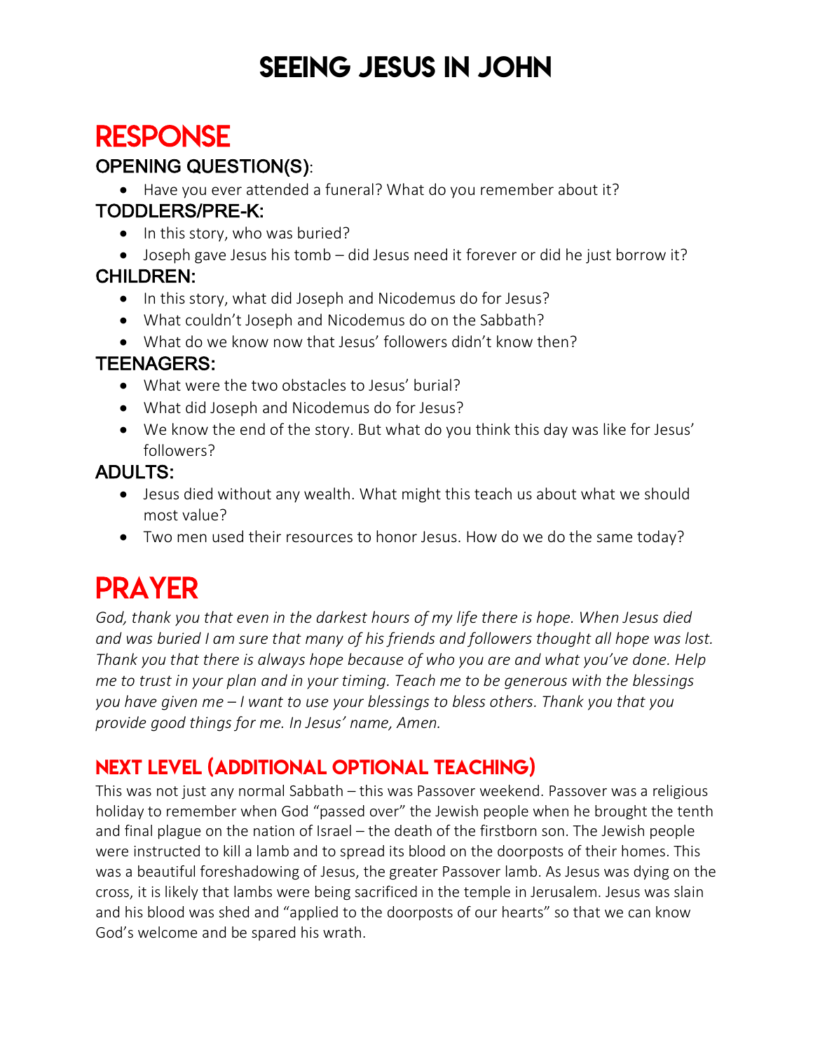# SEEING JESUS IN JOHN

## RESPONSE

### OPENING QUESTION(S):

- Have you ever attended a funeral? What do you remember about it?

### TODDLERS/PRE-K:

- In this story, who was buried?
- Joseph gave Jesus his tomb – did Jesus need it forever or did he just borrow it?

### CHILDREN:

- In this story, what did Joseph and Nicodemus do for Jesus?
- What couldn't Joseph and Nicodemus do on the Sabbath?
- What do we know now that Jesus' followers didn't know then?

### TEENAGERS:

- What were the two obstacles to Jesus' burial?
- What did Joseph and Nicodemus do for Jesus?
- We know the end of the story. But what do you think this day was like for Jesus' followers?

### ADULTS:

- Jesus died without any wealth. What might this teach us about what we should most value?
- Two men used their resources to honor Jesus. How do we do the same today?

## PRAYER

*God, thank you that even in the darkest hours of my life there is hope. When Jesus died and was buried I am sure that many of his friends and followers thought all hope was lost. Thank you that there is always hope because of who you are and what you've done. Help me to trust in your plan and in your timing. Teach me to be generous with the blessings you have given me – I want to use your blessings to bless others. Thank you that you provide good things for me. In Jesus' name, Amen.*

### NEXT LEVEL (ADDITIONAL OPTIONAL TEACHING)

This was not just any normal Sabbath – this was Passover weekend. Passover was a religious holiday to remember when God "passed over" the Jewish people when he brought the tenth and final plague on the nation of Israel – the death of the firstborn son. The Jewish people were instructed to kill a lamb and to spread its blood on the doorposts of their homes. This was a beautiful foreshadowing of Jesus, the greater Passover lamb. As Jesus was dying on the cross, it is likely that lambs were being sacrificed in the temple in Jerusalem. Jesus was slain and his blood was shed and "applied to the doorposts of our hearts" so that we can know God's welcome and be spared his wrath.